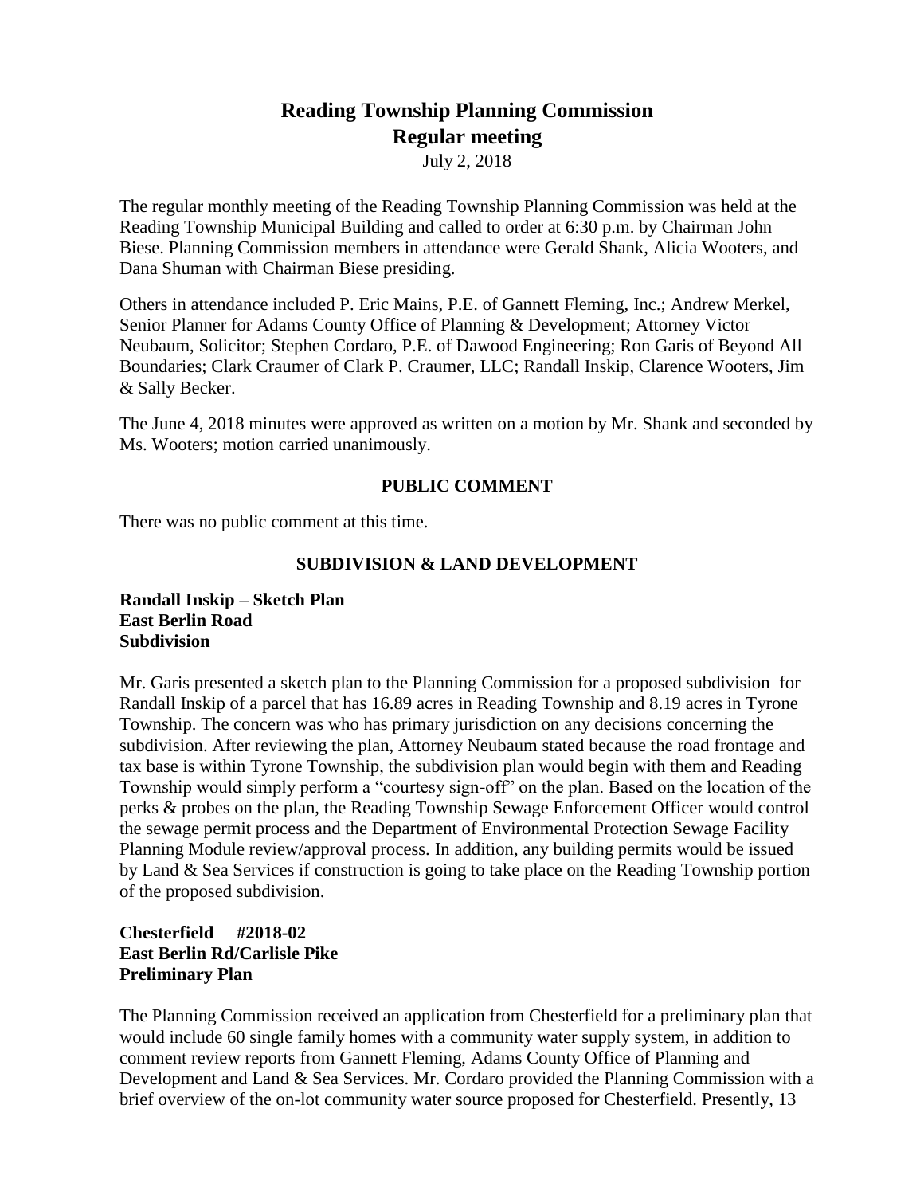# Reading Township Planning Commission
# Regular meeting

July 2, 2018

The regular monthly meeting of the Reading Township Planning Commission was held at the Reading Township Municipal Building and called to order at 6:30 p.m. by Chairman John Biese. Planning Commission members in attendance were Gerald Shank, Alicia Wooters, and Dana Shuman with Chairman Biese presiding.

Others in attendance included P. Eric Mains, P.E. of Gannett Fleming, Inc.; Andrew Merkel, Senior Planner for Adams County Office of Planning & Development; Attorney Victor Neubaum, Solicitor; Stephen Cordaro, P.E. of Dawood Engineering; Ron Garis of Beyond All Boundaries; Clark Craumer of Clark P. Craumer, LLC; Randall Inskip, Clarence Wooters, Jim & Sally Becker.

The June 4, 2018 minutes were approved as written on a motion by Mr. Shank and seconded by Ms. Wooters; motion carried unanimously.

## PUBLIC COMMENT

There was no public comment at this time.

## SUBDIVISION & LAND DEVELOPMENT

**Randall Inskip – Sketch Plan**
**East Berlin Road**
**Subdivision**

Mr. Garis presented a sketch plan to the Planning Commission for a proposed subdivision for Randall Inskip of a parcel that has 16.89 acres in Reading Township and 8.19 acres in Tyrone Township. The concern was who has primary jurisdiction on any decisions concerning the subdivision. After reviewing the plan, Attorney Neubaum stated because the road frontage and tax base is within Tyrone Township, the subdivision plan would begin with them and Reading Township would simply perform a "courtesy sign-off" on the plan. Based on the location of the perks & probes on the plan, the Reading Township Sewage Enforcement Officer would control the sewage permit process and the Department of Environmental Protection Sewage Facility Planning Module review/approval process. In addition, any building permits would be issued by Land & Sea Services if construction is going to take place on the Reading Township portion of the proposed subdivision.

**Chesterfield #2018-02**
**East Berlin Rd/Carlisle Pike**
**Preliminary Plan**

The Planning Commission received an application from Chesterfield for a preliminary plan that would include 60 single family homes with a community water supply system, in addition to comment review reports from Gannett Fleming, Adams County Office of Planning and Development and Land & Sea Services. Mr. Cordaro provided the Planning Commission with a brief overview of the on-lot community water source proposed for Chesterfield. Presently, 13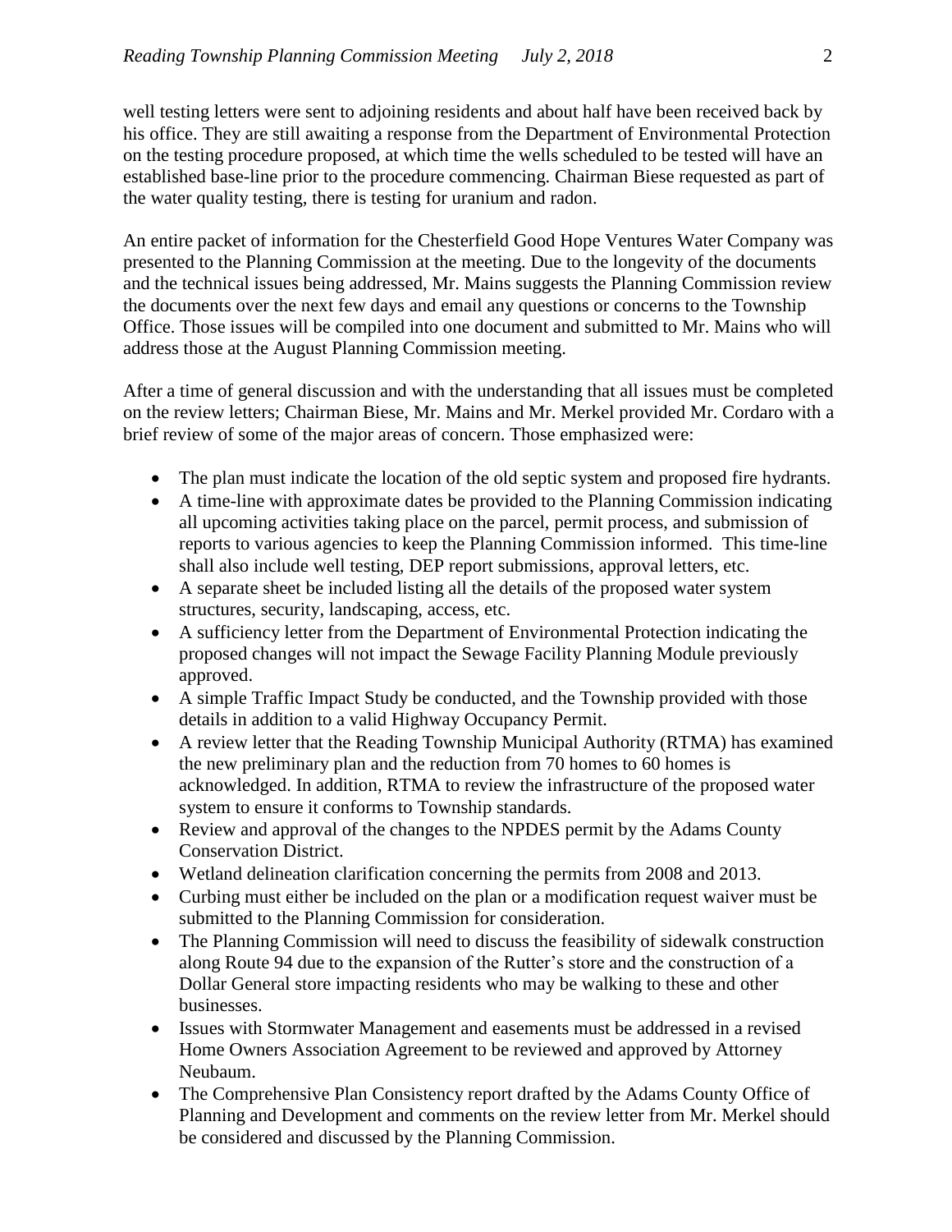well testing letters were sent to adjoining residents and about half have been received back by his office. They are still awaiting a response from the Department of Environmental Protection on the testing procedure proposed, at which time the wells scheduled to be tested will have an established base-line prior to the procedure commencing. Chairman Biese requested as part of the water quality testing, there is testing for uranium and radon.

An entire packet of information for the Chesterfield Good Hope Ventures Water Company was presented to the Planning Commission at the meeting. Due to the longevity of the documents and the technical issues being addressed, Mr. Mains suggests the Planning Commission review the documents over the next few days and email any questions or concerns to the Township Office. Those issues will be compiled into one document and submitted to Mr. Mains who will address those at the August Planning Commission meeting.

After a time of general discussion and with the understanding that all issues must be completed on the review letters; Chairman Biese, Mr. Mains and Mr. Merkel provided Mr. Cordaro with a brief review of some of the major areas of concern. Those emphasized were:

- The plan must indicate the location of the old septic system and proposed fire hydrants.
- A time-line with approximate dates be provided to the Planning Commission indicating all upcoming activities taking place on the parcel, permit process, and submission of reports to various agencies to keep the Planning Commission informed. This time-line shall also include well testing, DEP report submissions, approval letters, etc.
- A separate sheet be included listing all the details of the proposed water system structures, security, landscaping, access, etc.
- A sufficiency letter from the Department of Environmental Protection indicating the proposed changes will not impact the Sewage Facility Planning Module previously approved.
- A simple Traffic Impact Study be conducted, and the Township provided with those details in addition to a valid Highway Occupancy Permit.
- A review letter that the Reading Township Municipal Authority (RTMA) has examined the new preliminary plan and the reduction from 70 homes to 60 homes is acknowledged. In addition, RTMA to review the infrastructure of the proposed water system to ensure it conforms to Township standards.
- Review and approval of the changes to the NPDES permit by the Adams County Conservation District.
- Wetland delineation clarification concerning the permits from 2008 and 2013.
- Curbing must either be included on the plan or a modification request waiver must be submitted to the Planning Commission for consideration.
- The Planning Commission will need to discuss the feasibility of sidewalk construction along Route 94 due to the expansion of the Rutter's store and the construction of a Dollar General store impacting residents who may be walking to these and other businesses.
- Issues with Stormwater Management and easements must be addressed in a revised Home Owners Association Agreement to be reviewed and approved by Attorney Neubaum.
- The Comprehensive Plan Consistency report drafted by the Adams County Office of Planning and Development and comments on the review letter from Mr. Merkel should be considered and discussed by the Planning Commission.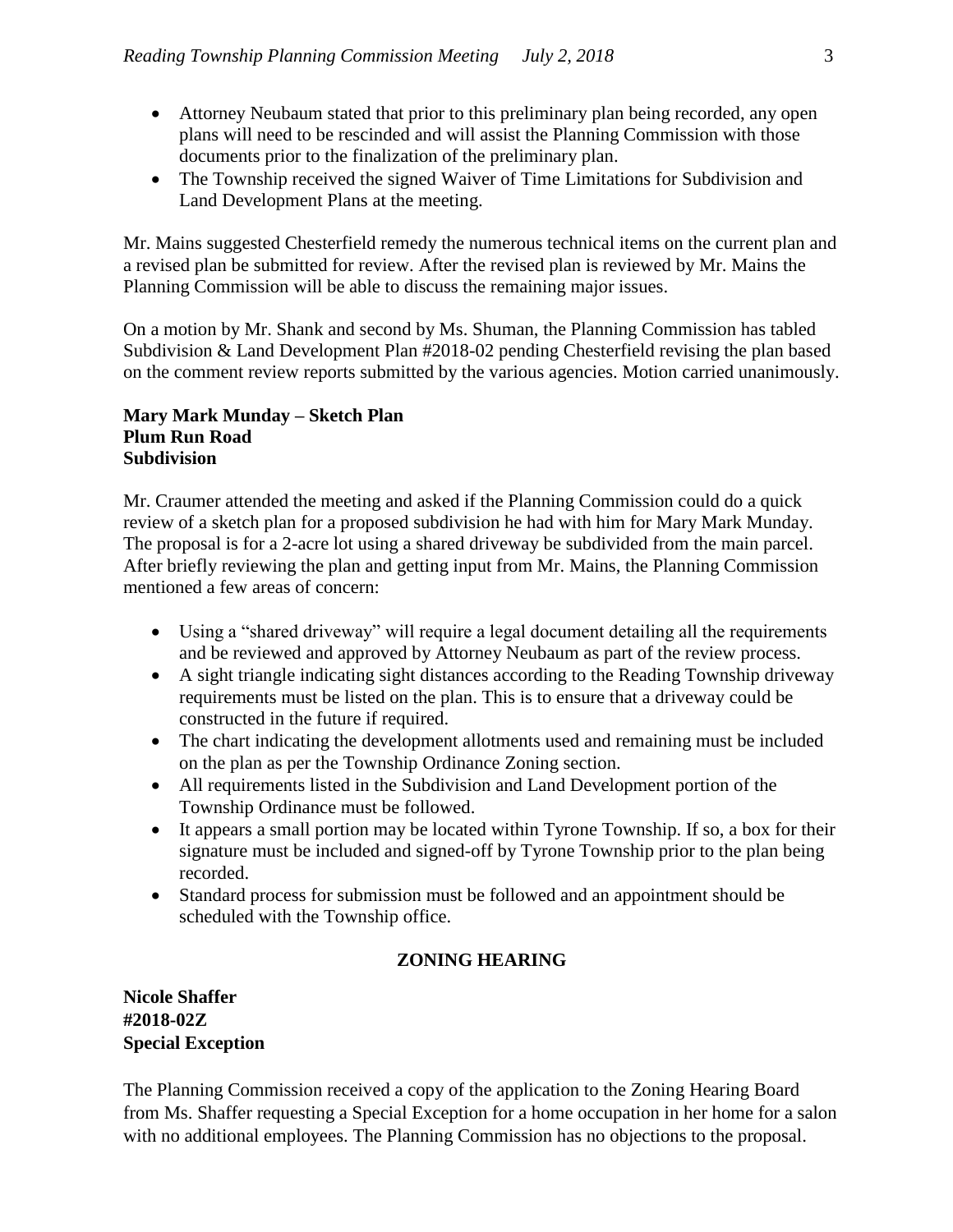- Attorney Neubaum stated that prior to this preliminary plan being recorded, any open plans will need to be rescinded and will assist the Planning Commission with those documents prior to the finalization of the preliminary plan.
- The Township received the signed Waiver of Time Limitations for Subdivision and Land Development Plans at the meeting.

Mr. Mains suggested Chesterfield remedy the numerous technical items on the current plan and a revised plan be submitted for review. After the revised plan is reviewed by Mr. Mains the Planning Commission will be able to discuss the remaining major issues.

On a motion by Mr. Shank and second by Ms. Shuman, the Planning Commission has tabled Subdivision & Land Development Plan #2018-02 pending Chesterfield revising the plan based on the comment review reports submitted by the various agencies. Motion carried unanimously.

**Mary Mark Munday – Sketch Plan**
**Plum Run Road**
**Subdivision**

Mr. Craumer attended the meeting and asked if the Planning Commission could do a quick review of a sketch plan for a proposed subdivision he had with him for Mary Mark Munday. The proposal is for a 2-acre lot using a shared driveway be subdivided from the main parcel. After briefly reviewing the plan and getting input from Mr. Mains, the Planning Commission mentioned a few areas of concern:

- Using a "shared driveway" will require a legal document detailing all the requirements and be reviewed and approved by Attorney Neubaum as part of the review process.
- A sight triangle indicating sight distances according to the Reading Township driveway requirements must be listed on the plan. This is to ensure that a driveway could be constructed in the future if required.
- The chart indicating the development allotments used and remaining must be included on the plan as per the Township Ordinance Zoning section.
- All requirements listed in the Subdivision and Land Development portion of the Township Ordinance must be followed.
- It appears a small portion may be located within Tyrone Township. If so, a box for their signature must be included and signed-off by Tyrone Township prior to the plan being recorded.
- Standard process for submission must be followed and an appointment should be scheduled with the Township office.

## ZONING HEARING

**Nicole Shaffer**
**#2018-02Z**
**Special Exception**

The Planning Commission received a copy of the application to the Zoning Hearing Board from Ms. Shaffer requesting a Special Exception for a home occupation in her home for a salon with no additional employees. The Planning Commission has no objections to the proposal.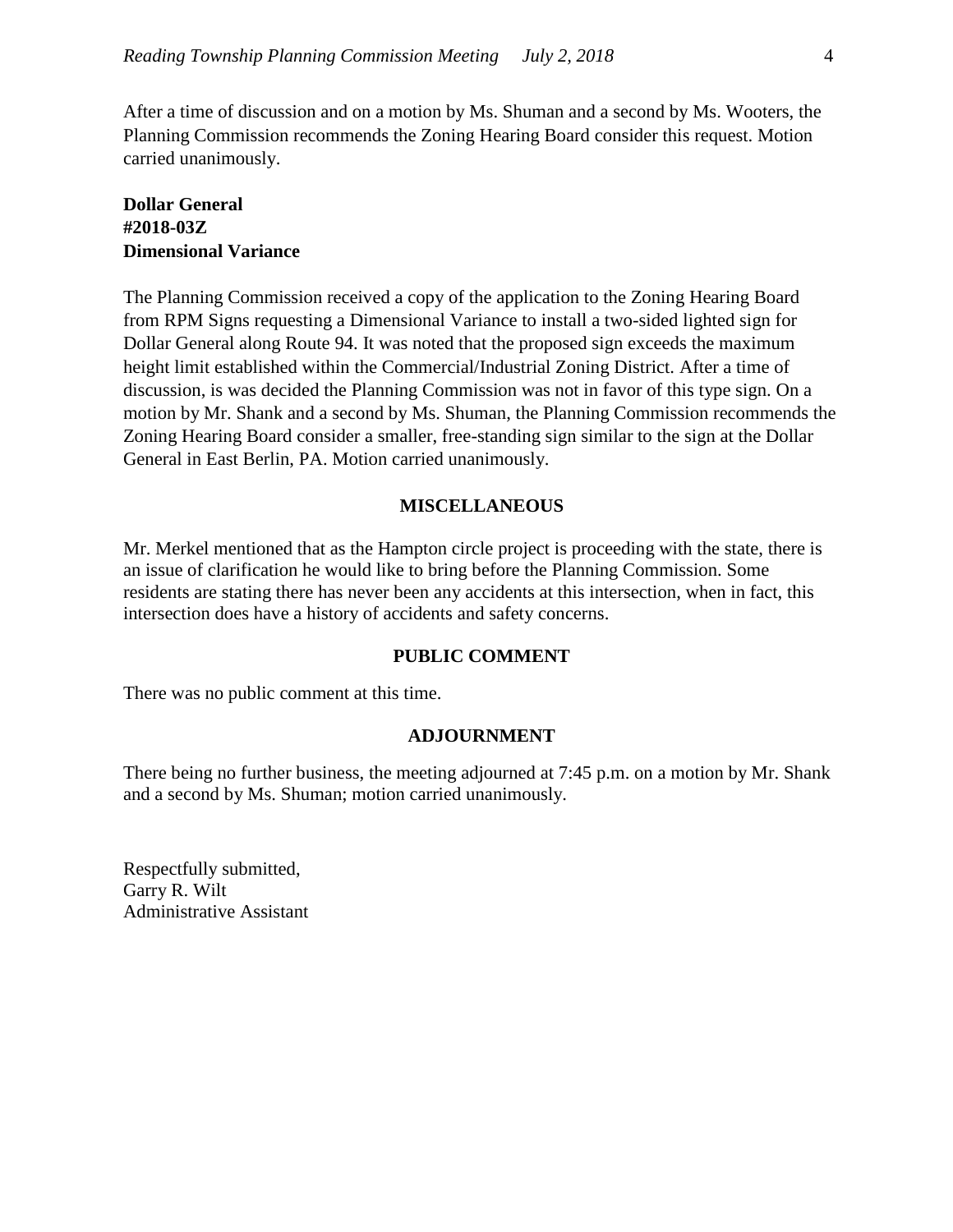After a time of discussion and on a motion by Ms. Shuman and a second by Ms. Wooters, the Planning Commission recommends the Zoning Hearing Board consider this request. Motion carried unanimously.

**Dollar General**
**#2018-03Z**
**Dimensional Variance**

The Planning Commission received a copy of the application to the Zoning Hearing Board from RPM Signs requesting a Dimensional Variance to install a two-sided lighted sign for Dollar General along Route 94. It was noted that the proposed sign exceeds the maximum height limit established within the Commercial/Industrial Zoning District. After a time of discussion, is was decided the Planning Commission was not in favor of this type sign. On a motion by Mr. Shank and a second by Ms. Shuman, the Planning Commission recommends the Zoning Hearing Board consider a smaller, free-standing sign similar to the sign at the Dollar General in East Berlin, PA. Motion carried unanimously.

## MISCELLANEOUS

Mr. Merkel mentioned that as the Hampton circle project is proceeding with the state, there is an issue of clarification he would like to bring before the Planning Commission. Some residents are stating there has never been any accidents at this intersection, when in fact, this intersection does have a history of accidents and safety concerns.

## PUBLIC COMMENT

There was no public comment at this time.

## ADJOURNMENT

There being no further business, the meeting adjourned at 7:45 p.m. on a motion by Mr. Shank and a second by Ms. Shuman; motion carried unanimously.

Respectfully submitted,
Garry R. Wilt
Administrative Assistant